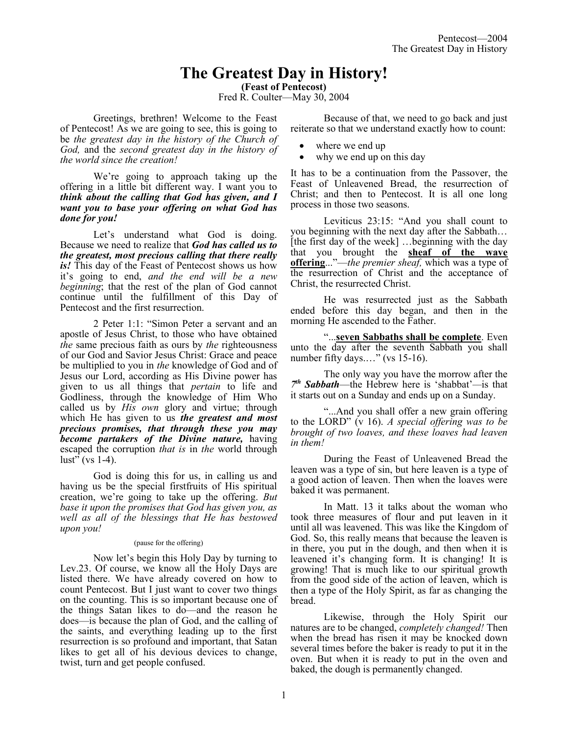# The Greatest Day in History!

**(Feast of Pentecost)**

Fred R. Coulter—May 30, 2004

Greetings, brethren! Welcome to the Feast of Pentecost! As we are going to see, this is going to be *the greatest day in the history of the Church of God,* and the *second greatest day in the history of the world since the creation!*

We're going to approach taking up the offering in a little bit different way. I want you to ***think about the calling that God has given, and I want you to base your offering on what God has done for you!***

Let's understand what God is doing. Because we need to realize that ***God has called us to the greatest, most precious calling that there really is!*** This day of the Feast of Pentecost shows us how it's going to end, *and the end will be a new beginning*; that the rest of the plan of God cannot continue until the fulfillment of this Day of Pentecost and the first resurrection.

2 Peter 1:1: "Simon Peter a servant and an apostle of Jesus Christ, to those who have obtained *the* same precious faith as ours by *the* righteousness of our God and Savior Jesus Christ: Grace and peace be multiplied to you in *the* knowledge of God and of Jesus our Lord, according as His Divine power has given to us all things that *pertain* to life and Godliness, through the knowledge of Him Who called us by *His own* glory and virtue; through which He has given to us ***the greatest and most precious promises, that through these you may become partakers of the Divine nature,*** having escaped the corruption *that is* in *the* world through lust" (vs 1-4).

God is doing this for us, in calling us and having us be the special firstfruits of His spiritual creation, we're going to take up the offering. *But base it upon the promises that God has given you, as well as all of the blessings that He has bestowed upon you!*

(pause for the offering)

Now let's begin this Holy Day by turning to Lev.23. Of course, we know all the Holy Days are listed there. We have already covered on how to count Pentecost. But I just want to cover two things on the counting. This is so important because one of the things Satan likes to do—and the reason he does—is because the plan of God, and the calling of the saints, and everything leading up to the first resurrection is so profound and important, that Satan likes to get all of his devious devices to change, twist, turn and get people confused.

Because of that, we need to go back and just reiterate so that we understand exactly how to count:

- where we end up
- why we end up on this day

It has to be a continuation from the Passover, the Feast of Unleavened Bread, the resurrection of Christ; and then to Pentecost. It is all one long process in those two seasons.

Leviticus 23:15: "And you shall count to you beginning with the next day after the Sabbath… [the first day of the week] …beginning with the day that you brought the **sheaf of the wave offering**..."—*the premier sheaf,* which was a type of the resurrection of Christ and the acceptance of Christ, the resurrected Christ.

He was resurrected just as the Sabbath ended before this day began, and then in the morning He ascended to the Father.

"...**seven Sabbaths shall be complete**. Even unto the day after the seventh Sabbath you shall number fifty days.…" (vs 15-16).

The only way you have the morrow after the ***7th Sabbath***—the Hebrew here is 'shabbat'—is that it starts out on a Sunday and ends up on a Sunday.

"...And you shall offer a new grain offering to the LORD" (v 16). *A special offering was to be brought of two loaves, and these loaves had leaven in them!*

During the Feast of Unleavened Bread the leaven was a type of sin, but here leaven is a type of a good action of leaven. Then when the loaves were baked it was permanent.

In Matt. 13 it talks about the woman who took three measures of flour and put leaven in it until all was leavened. This was like the Kingdom of God. So, this really means that because the leaven is in there, you put in the dough, and then when it is leavened it's changing form. It is changing! It is growing! That is much like to our spiritual growth from the good side of the action of leaven, which is then a type of the Holy Spirit, as far as changing the bread.

Likewise, through the Holy Spirit our natures are to be changed, *completely changed!* Then when the bread has risen it may be knocked down several times before the baker is ready to put it in the oven. But when it is ready to put in the oven and baked, the dough is permanently changed.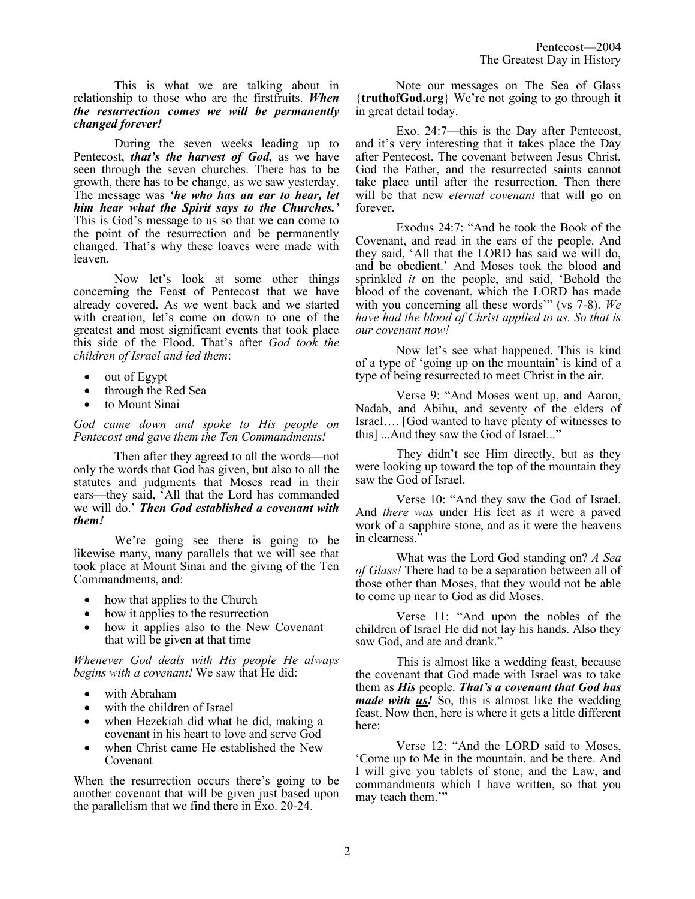This is what we are talking about in relationship to those who are the firstfruits. ***When the resurrection comes we will be permanently changed forever!***

During the seven weeks leading up to Pentecost, ***that's the harvest of God,*** as we have seen through the seven churches. There has to be growth, there has to be change, as we saw yesterday. The message was ***'he who has an ear to hear, let him hear what the Spirit says to the Churches.'*** This is God's message to us so that we can come to the point of the resurrection and be permanently changed. That's why these loaves were made with leaven.

Now let's look at some other things concerning the Feast of Pentecost that we have already covered. As we went back and we started with creation, let's come on down to one of the greatest and most significant events that took place this side of the Flood. That's after *God took the children of Israel and led them*:

- out of Egypt
- through the Red Sea
- to Mount Sinai

*God came down and spoke to His people on Pentecost and gave them the Ten Commandments!*

Then after they agreed to all the words—not only the words that God has given, but also to all the statutes and judgments that Moses read in their ears—they said, 'All that the Lord has commanded we will do.' ***Then God established a covenant with them!***

We're going see there is going to be likewise many, many parallels that we will see that took place at Mount Sinai and the giving of the Ten Commandments, and:

- how that applies to the Church
- how it applies to the resurrection
- how it applies also to the New Covenant that will be given at that time

*Whenever God deals with His people He always begins with a covenant!* We saw that He did:

- with Abraham
- with the children of Israel
- when Hezekiah did what he did, making a covenant in his heart to love and serve God
- when Christ came He established the New Covenant

When the resurrection occurs there's going to be another covenant that will be given just based upon the parallelism that we find there in Exo. 20-24.

Note our messages on The Sea of Glass {**truthofGod.org**} We're not going to go through it in great detail today.

Exo. 24:7—this is the Day after Pentecost, and it's very interesting that it takes place the Day after Pentecost. The covenant between Jesus Christ, God the Father, and the resurrected saints cannot take place until after the resurrection. Then there will be that new *eternal covenant* that will go on forever.

Exodus 24:7: "And he took the Book of the Covenant, and read in the ears of the people. And they said, 'All that the LORD has said we will do, and be obedient.' And Moses took the blood and sprinkled *it* on the people, and said, 'Behold the blood of the covenant, which the LORD has made with you concerning all these words'" (vs 7-8). *We have had the blood of Christ applied to us. So that is our covenant now!*

Now let's see what happened. This is kind of a type of 'going up on the mountain' is kind of a type of being resurrected to meet Christ in the air.

Verse 9: "And Moses went up, and Aaron, Nadab, and Abihu, and seventy of the elders of Israel…. [God wanted to have plenty of witnesses to this] ...And they saw the God of Israel..."

They didn't see Him directly, but as they were looking up toward the top of the mountain they saw the God of Israel.

Verse 10: "And they saw the God of Israel. And *there was* under His feet as it were a paved work of a sapphire stone, and as it were the heavens in clearness."

What was the Lord God standing on? *A Sea of Glass!* There had to be a separation between all of those other than Moses, that they would not be able to come up near to God as did Moses.

Verse 11: "And upon the nobles of the children of Israel He did not lay his hands. Also they saw God, and ate and drank."

This is almost like a wedding feast, because the covenant that God made with Israel was to take them as ***His*** people. ***That's a covenant that God has made with <u>us</u>!*** So, this is almost like the wedding feast. Now then, here is where it gets a little different here:

Verse 12: "And the LORD said to Moses, 'Come up to Me in the mountain, and be there. And I will give you tablets of stone, and the Law, and commandments which I have written, so that you may teach them.'"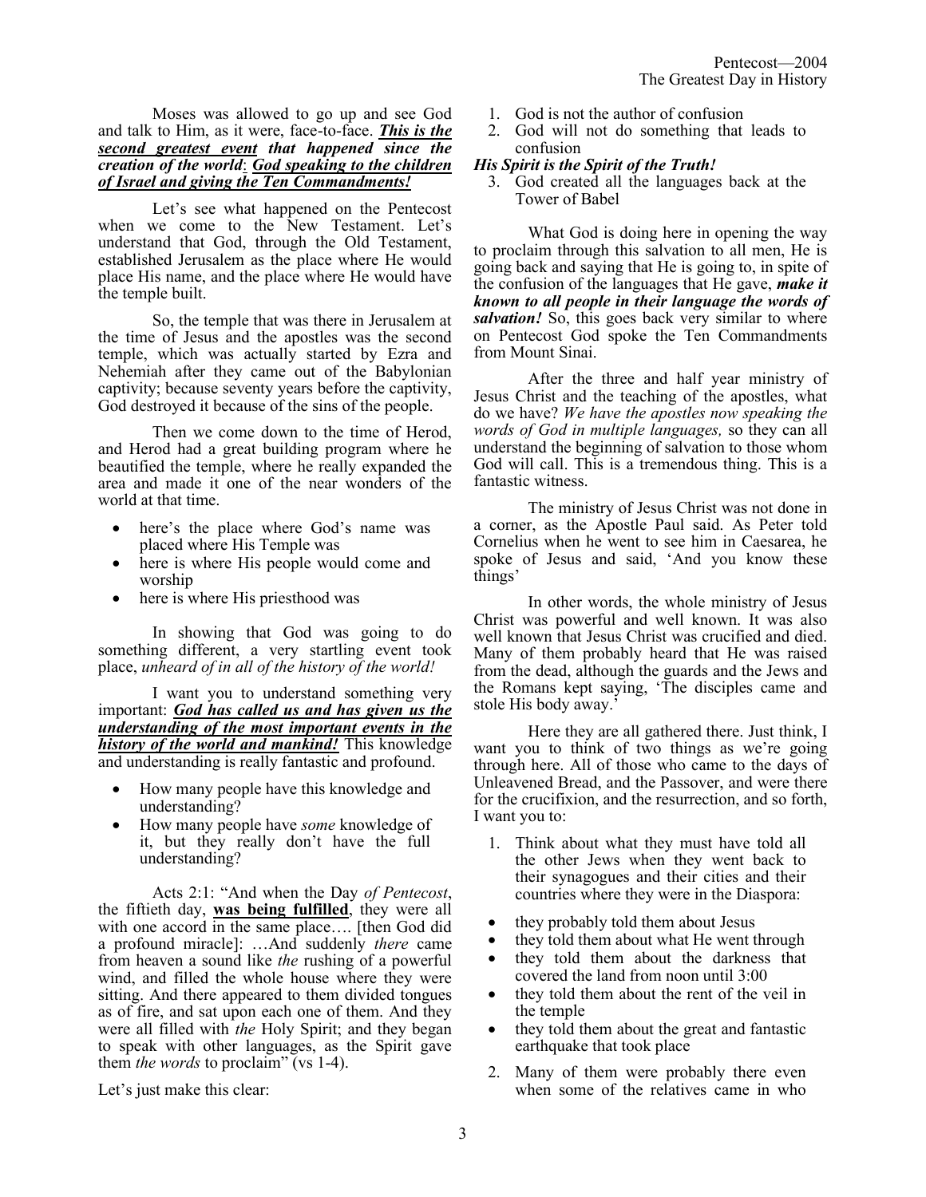Moses was allowed to go up and see God and talk to Him, as it were, face-to-face. ***<u>This is the second greatest event</u> that happened since the creation of the world*: *<u>God speaking to the children of Israel and giving the Ten Commandments!</u>***

Let's see what happened on the Pentecost when we come to the New Testament. Let's understand that God, through the Old Testament, established Jerusalem as the place where He would place His name, and the place where He would have the temple built.

So, the temple that was there in Jerusalem at the time of Jesus and the apostles was the second temple, which was actually started by Ezra and Nehemiah after they came out of the Babylonian captivity; because seventy years before the captivity, God destroyed it because of the sins of the people.

Then we come down to the time of Herod, and Herod had a great building program where he beautified the temple, where he really expanded the area and made it one of the near wonders of the world at that time.

- here's the place where God's name was placed where His Temple was
- here is where His people would come and worship
- here is where His priesthood was

In showing that God was going to do something different, a very startling event took place, *unheard of in all of the history of the world!*

I want you to understand something very important: ***<u>God has called us and has given us the understanding of the most important events in the history of the world and mankind!</u>*** This knowledge and understanding is really fantastic and profound.

- How many people have this knowledge and understanding?
- How many people have *some* knowledge of it, but they really don't have the full understanding?

Acts 2:1: "And when the Day *of Pentecost*, the fiftieth day, **<u>was being fulfilled</u>**, they were all with one accord in the same place…. [then God did a profound miracle]: …And suddenly *there* came from heaven a sound like *the* rushing of a powerful wind, and filled the whole house where they were sitting. And there appeared to them divided tongues as of fire, and sat upon each one of them. And they were all filled with *the* Holy Spirit; and they began to speak with other languages, as the Spirit gave them *the words* to proclaim" (vs 1-4).

Let's just make this clear:

1. God is not the author of confusion
2. God will not do something that leads to confusion

***His Spirit is the Spirit of the Truth!***

3. God created all the languages back at the Tower of Babel

What God is doing here in opening the way to proclaim through this salvation to all men, He is going back and saying that He is going to, in spite of the confusion of the languages that He gave, ***make it known to all people in their language the words of salvation!*** So, this goes back very similar to where on Pentecost God spoke the Ten Commandments from Mount Sinai.

After the three and half year ministry of Jesus Christ and the teaching of the apostles, what do we have? *We have the apostles now speaking the words of God in multiple languages,* so they can all understand the beginning of salvation to those whom God will call. This is a tremendous thing. This is a fantastic witness.

The ministry of Jesus Christ was not done in a corner, as the Apostle Paul said. As Peter told Cornelius when he went to see him in Caesarea, he spoke of Jesus and said, 'And you know these things'

In other words, the whole ministry of Jesus Christ was powerful and well known. It was also well known that Jesus Christ was crucified and died. Many of them probably heard that He was raised from the dead, although the guards and the Jews and the Romans kept saying, 'The disciples came and stole His body away.'

Here they are all gathered there. Just think, I want you to think of two things as we're going through here. All of those who came to the days of Unleavened Bread, and the Passover, and were there for the crucifixion, and the resurrection, and so forth, I want you to:

1. Think about what they must have told all the other Jews when they went back to their synagogues and their cities and their countries where they were in the Diaspora:

- they probably told them about Jesus
- they told them about what He went through
- they told them about the darkness that covered the land from noon until 3:00
- they told them about the rent of the veil in the temple
- they told them about the great and fantastic earthquake that took place

2. Many of them were probably there even when some of the relatives came in who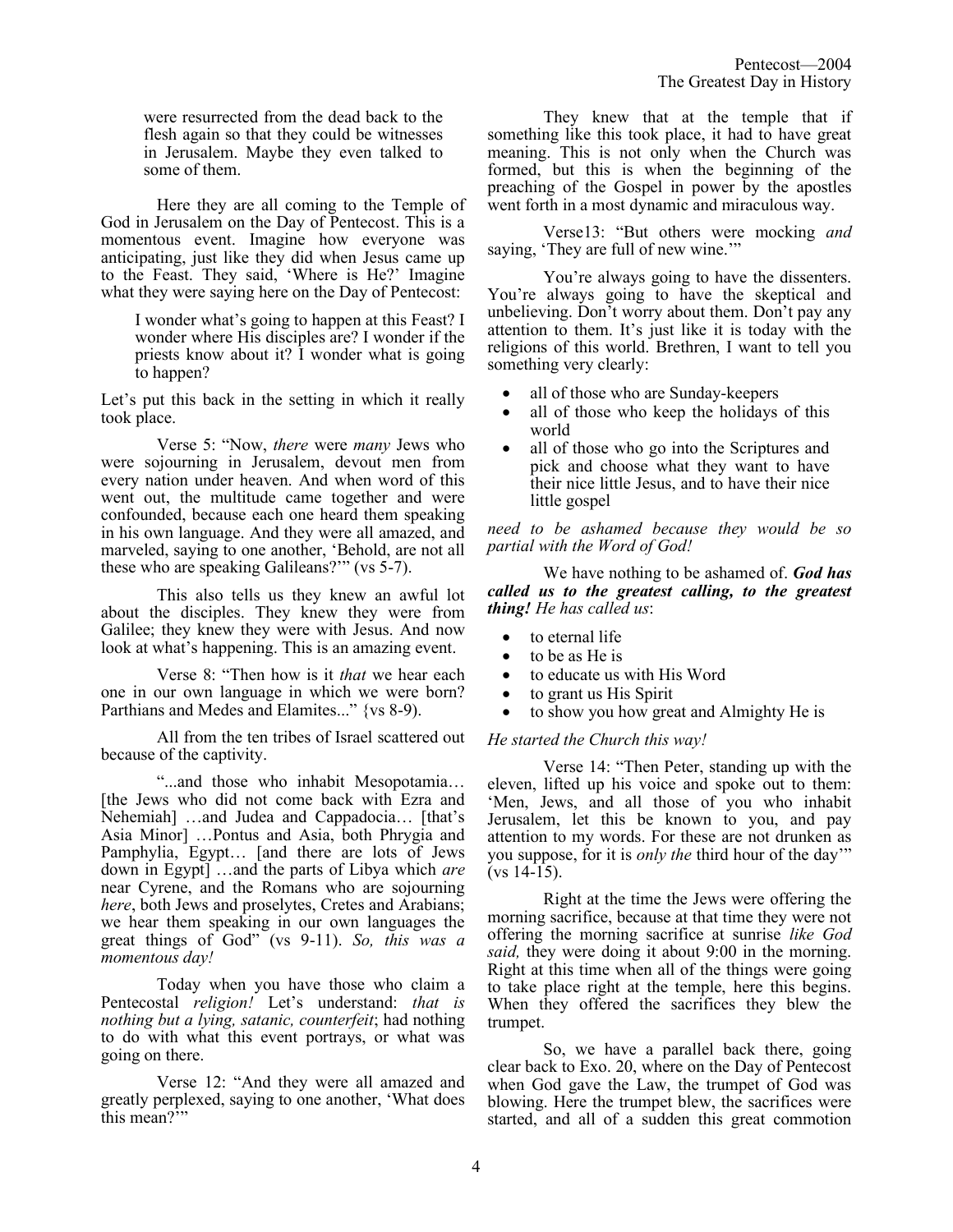were resurrected from the dead back to the flesh again so that they could be witnesses in Jerusalem. Maybe they even talked to some of them.

Here they are all coming to the Temple of God in Jerusalem on the Day of Pentecost. This is a momentous event. Imagine how everyone was anticipating, just like they did when Jesus came up to the Feast. They said, 'Where is He?' Imagine what they were saying here on the Day of Pentecost:

> I wonder what's going to happen at this Feast? I wonder where His disciples are? I wonder if the priests know about it? I wonder what is going to happen?

Let's put this back in the setting in which it really took place.

Verse 5: "Now, *there* were *many* Jews who were sojourning in Jerusalem, devout men from every nation under heaven. And when word of this went out, the multitude came together and were confounded, because each one heard them speaking in his own language. And they were all amazed, and marveled, saying to one another, 'Behold, are not all these who are speaking Galileans?'" (vs 5-7).

This also tells us they knew an awful lot about the disciples. They knew they were from Galilee; they knew they were with Jesus. And now look at what's happening. This is an amazing event.

Verse 8: "Then how is it *that* we hear each one in our own language in which we were born? Parthians and Medes and Elamites..." {vs 8-9).

All from the ten tribes of Israel scattered out because of the captivity.

"...and those who inhabit Mesopotamia… [the Jews who did not come back with Ezra and Nehemiah] …and Judea and Cappadocia… [that's Asia Minor] …Pontus and Asia, both Phrygia and Pamphylia, Egypt… [and there are lots of Jews down in Egypt] …and the parts of Libya which *are* near Cyrene, and the Romans who are sojourning *here*, both Jews and proselytes, Cretes and Arabians; we hear them speaking in our own languages the great things of God" (vs 9-11). *So, this was a momentous day!*

Today when you have those who claim a Pentecostal *religion!* Let's understand: *that is nothing but a lying, satanic, counterfeit*; had nothing to do with what this event portrays, or what was going on there.

Verse 12: "And they were all amazed and greatly perplexed, saying to one another, 'What does this mean?'"

They knew that at the temple that if something like this took place, it had to have great meaning. This is not only when the Church was formed, but this is when the beginning of the preaching of the Gospel in power by the apostles went forth in a most dynamic and miraculous way.

Verse13: "But others were mocking *and* saying, 'They are full of new wine.'"

You're always going to have the dissenters. You're always going to have the skeptical and unbelieving. Don't worry about them. Don't pay any attention to them. It's just like it is today with the religions of this world. Brethren, I want to tell you something very clearly:

- all of those who are Sunday-keepers
- all of those who keep the holidays of this world
- all of those who go into the Scriptures and pick and choose what they want to have their nice little Jesus, and to have their nice little gospel

*need to be ashamed because they would be so partial with the Word of God!*

We have nothing to be ashamed of. ***God has called us to the greatest calling, to the greatest thing!*** *He has called us*:

- to eternal life
- to be as He is
- to educate us with His Word
- to grant us His Spirit
- to show you how great and Almighty He is

*He started the Church this way!*

Verse 14: "Then Peter, standing up with the eleven, lifted up his voice and spoke out to them: 'Men, Jews, and all those of you who inhabit Jerusalem, let this be known to you, and pay attention to my words. For these are not drunken as you suppose, for it is *only the* third hour of the day'" (vs 14-15).

Right at the time the Jews were offering the morning sacrifice, because at that time they were not offering the morning sacrifice at sunrise *like God said,* they were doing it about 9:00 in the morning. Right at this time when all of the things were going to take place right at the temple, here this begins. When they offered the sacrifices they blew the trumpet.

So, we have a parallel back there, going clear back to Exo. 20, where on the Day of Pentecost when God gave the Law, the trumpet of God was blowing. Here the trumpet blew, the sacrifices were started, and all of a sudden this great commotion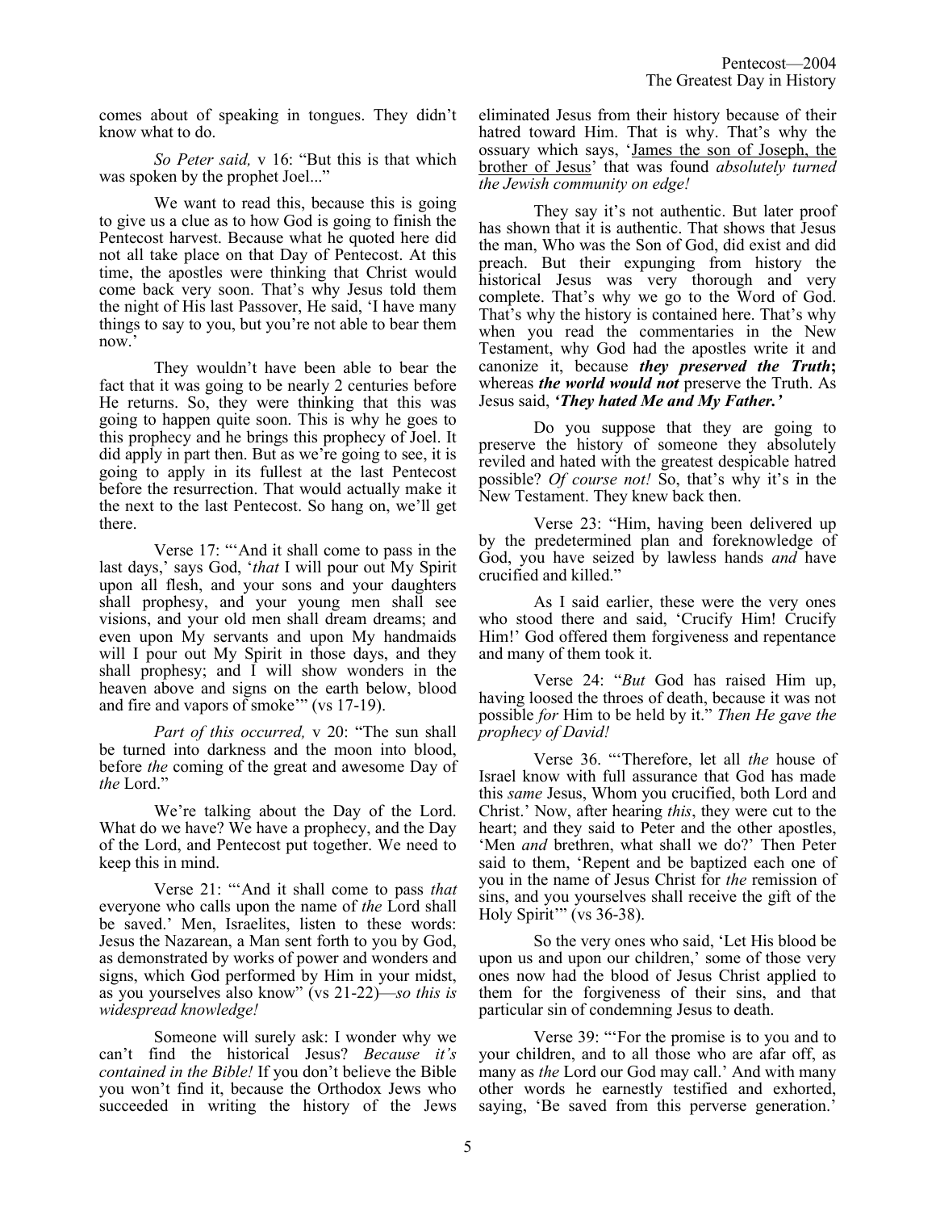comes about of speaking in tongues. They didn't know what to do.

*So Peter said,* v 16: "But this is that which was spoken by the prophet Joel..."

We want to read this, because this is going to give us a clue as to how God is going to finish the Pentecost harvest. Because what he quoted here did not all take place on that Day of Pentecost. At this time, the apostles were thinking that Christ would come back very soon. That's why Jesus told them the night of His last Passover, He said, 'I have many things to say to you, but you're not able to bear them now.'

They wouldn't have been able to bear the fact that it was going to be nearly 2 centuries before He returns. So, they were thinking that this was going to happen quite soon. This is why he goes to this prophecy and he brings this prophecy of Joel. It did apply in part then. But as we're going to see, it is going to apply in its fullest at the last Pentecost before the resurrection. That would actually make it the next to the last Pentecost. So hang on, we'll get there.

Verse 17: "'And it shall come to pass in the last days,' says God, '*that* I will pour out My Spirit upon all flesh, and your sons and your daughters shall prophesy, and your young men shall see visions, and your old men shall dream dreams; and even upon My servants and upon My handmaids will I pour out My Spirit in those days, and they shall prophesy; and I will show wonders in the heaven above and signs on the earth below, blood and fire and vapors of smoke'" (vs 17-19).

*Part of this occurred,* v 20: "The sun shall be turned into darkness and the moon into blood, before *the* coming of the great and awesome Day of *the* Lord."

We're talking about the Day of the Lord. What do we have? We have a prophecy, and the Day of the Lord, and Pentecost put together. We need to keep this in mind.

Verse 21: "'And it shall come to pass *that* everyone who calls upon the name of *the* Lord shall be saved.' Men, Israelites, listen to these words: Jesus the Nazarean, a Man sent forth to you by God, as demonstrated by works of power and wonders and signs, which God performed by Him in your midst, as you yourselves also know" (vs 21-22)—*so this is widespread knowledge!*

Someone will surely ask: I wonder why we can't find the historical Jesus? *Because it's contained in the Bible!* If you don't believe the Bible you won't find it, because the Orthodox Jews who succeeded in writing the history of the Jews eliminated Jesus from their history because of their hatred toward Him. That is why. That's why the ossuary which says, '<u>James the son of Joseph, the brother of Jesus</u>' that was found *absolutely turned the Jewish community on edge!*

They say it's not authentic. But later proof has shown that it is authentic. That shows that Jesus the man, Who was the Son of God, did exist and did preach. But their expunging from history the historical Jesus was very thorough and very complete. That's why we go to the Word of God. That's why the history is contained here. That's why when you read the commentaries in the New Testament, why God had the apostles write it and canonize it, because ***they preserved the Truth*;** whereas ***the world would not*** preserve the Truth. As Jesus said, ***'They hated Me and My Father.'***

Do you suppose that they are going to preserve the history of someone they absolutely reviled and hated with the greatest despicable hatred possible? *Of course not!* So, that's why it's in the New Testament. They knew back then.

Verse 23: "Him, having been delivered up by the predetermined plan and foreknowledge of God, you have seized by lawless hands *and* have crucified and killed."

As I said earlier, these were the very ones who stood there and said, 'Crucify Him! Crucify Him!' God offered them forgiveness and repentance and many of them took it.

Verse 24: "*But* God has raised Him up, having loosed the throes of death, because it was not possible *for* Him to be held by it." *Then He gave the prophecy of David!*

Verse 36. "'Therefore, let all *the* house of Israel know with full assurance that God has made this *same* Jesus, Whom you crucified, both Lord and Christ.' Now, after hearing *this*, they were cut to the heart; and they said to Peter and the other apostles, 'Men *and* brethren, what shall we do?' Then Peter said to them, 'Repent and be baptized each one of you in the name of Jesus Christ for *the* remission of sins, and you yourselves shall receive the gift of the Holy Spirit'" (vs 36-38).

So the very ones who said, 'Let His blood be upon us and upon our children,' some of those very ones now had the blood of Jesus Christ applied to them for the forgiveness of their sins, and that particular sin of condemning Jesus to death.

Verse 39: "'For the promise is to you and to your children, and to all those who are afar off, as many as *the* Lord our God may call.' And with many other words he earnestly testified and exhorted, saying, 'Be saved from this perverse generation.'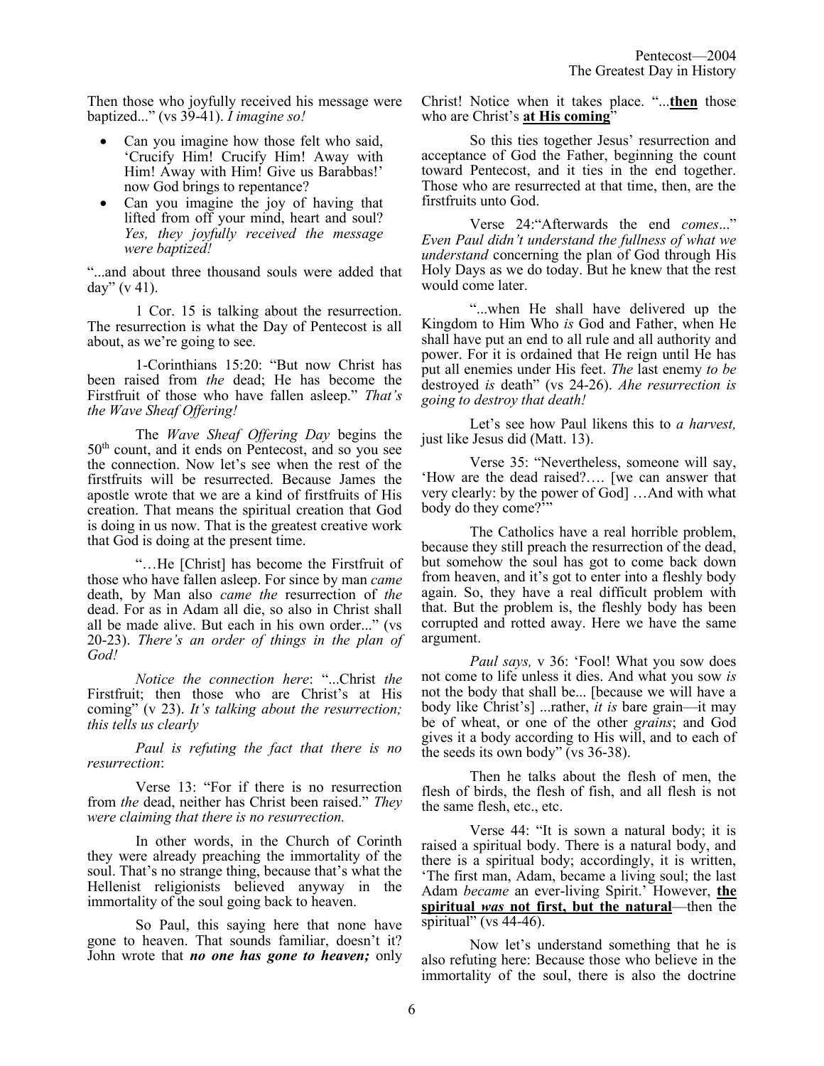Then those who joyfully received his message were baptized..." (vs 39-41). *I imagine so!*

- Can you imagine how those felt who said, 'Crucify Him! Crucify Him! Away with Him! Away with Him! Give us Barabbas!' now God brings to repentance?
- Can you imagine the joy of having that lifted from off your mind, heart and soul? *Yes, they joyfully received the message were baptized!*

"...and about three thousand souls were added that day" (v 41).

1 Cor. 15 is talking about the resurrection. The resurrection is what the Day of Pentecost is all about, as we're going to see.

1-Corinthians 15:20: "But now Christ has been raised from *the* dead; He has become the Firstfruit of those who have fallen asleep." *That's the Wave Sheaf Offering!*

The *Wave Sheaf Offering Day* begins the 50th count, and it ends on Pentecost, and so you see the connection. Now let's see when the rest of the firstfruits will be resurrected. Because James the apostle wrote that we are a kind of firstfruits of His creation. That means the spiritual creation that God is doing in us now. That is the greatest creative work that God is doing at the present time.

"…He [Christ] has become the Firstfruit of those who have fallen asleep. For since by man *came* death, by Man also *came the* resurrection of *the* dead. For as in Adam all die, so also in Christ shall all be made alive. But each in his own order..." (vs 20-23). *There's an order of things in the plan of God!*

*Notice the connection here*: "...Christ *the* Firstfruit; then those who are Christ's at His coming" (v 23). *It's talking about the resurrection; this tells us clearly*

*Paul is refuting the fact that there is no resurrection*:

Verse 13: "For if there is no resurrection from *the* dead, neither has Christ been raised." *They were claiming that there is no resurrection.*

In other words, in the Church of Corinth they were already preaching the immortality of the soul. That's no strange thing, because that's what the Hellenist religionists believed anyway in the immortality of the soul going back to heaven.

So Paul, this saying here that none have gone to heaven. That sounds familiar, doesn't it? John wrote that ***no one has gone to heaven;*** only Christ! Notice when it takes place. "...**then** those who are Christ's **at His coming**"

So this ties together Jesus' resurrection and acceptance of God the Father, beginning the count toward Pentecost, and it ties in the end together. Those who are resurrected at that time, then, are the firstfruits unto God.

Verse 24:"Afterwards the end *comes*..." *Even Paul didn't understand the fullness of what we understand* concerning the plan of God through His Holy Days as we do today. But he knew that the rest would come later.

"...when He shall have delivered up the Kingdom to Him Who *is* God and Father, when He shall have put an end to all rule and all authority and power. For it is ordained that He reign until He has put all enemies under His feet. *The* last enemy *to be* destroyed *is* death" (vs 24-26). *Ahe resurrection is going to destroy that death!*

Let's see how Paul likens this to *a harvest,* just like Jesus did (Matt. 13).

Verse 35: "Nevertheless, someone will say, 'How are the dead raised?…. [we can answer that very clearly: by the power of God] …And with what body do they come?'"

The Catholics have a real horrible problem, because they still preach the resurrection of the dead, but somehow the soul has got to come back down from heaven, and it's got to enter into a fleshly body again. So, they have a real difficult problem with that. But the problem is, the fleshly body has been corrupted and rotted away. Here we have the same argument.

*Paul says,* v 36: 'Fool! What you sow does not come to life unless it dies. And what you sow *is* not the body that shall be... [because we will have a body like Christ's] ...rather, *it is* bare grain—it may be of wheat, or one of the other *grains*; and God gives it a body according to His will, and to each of the seeds its own body" (vs 36-38).

Then he talks about the flesh of men, the flesh of birds, the flesh of fish, and all flesh is not the same flesh, etc., etc.

Verse 44: "It is sown a natural body; it is raised a spiritual body. There is a natural body, and there is a spiritual body; accordingly, it is written, 'The first man, Adam, became a living soul; the last Adam *became* an ever-living Spirit.' However, **the spiritual *was* not first, but the natural**—then the spiritual" (vs 44-46).

Now let's understand something that he is also refuting here: Because those who believe in the immortality of the soul, there is also the doctrine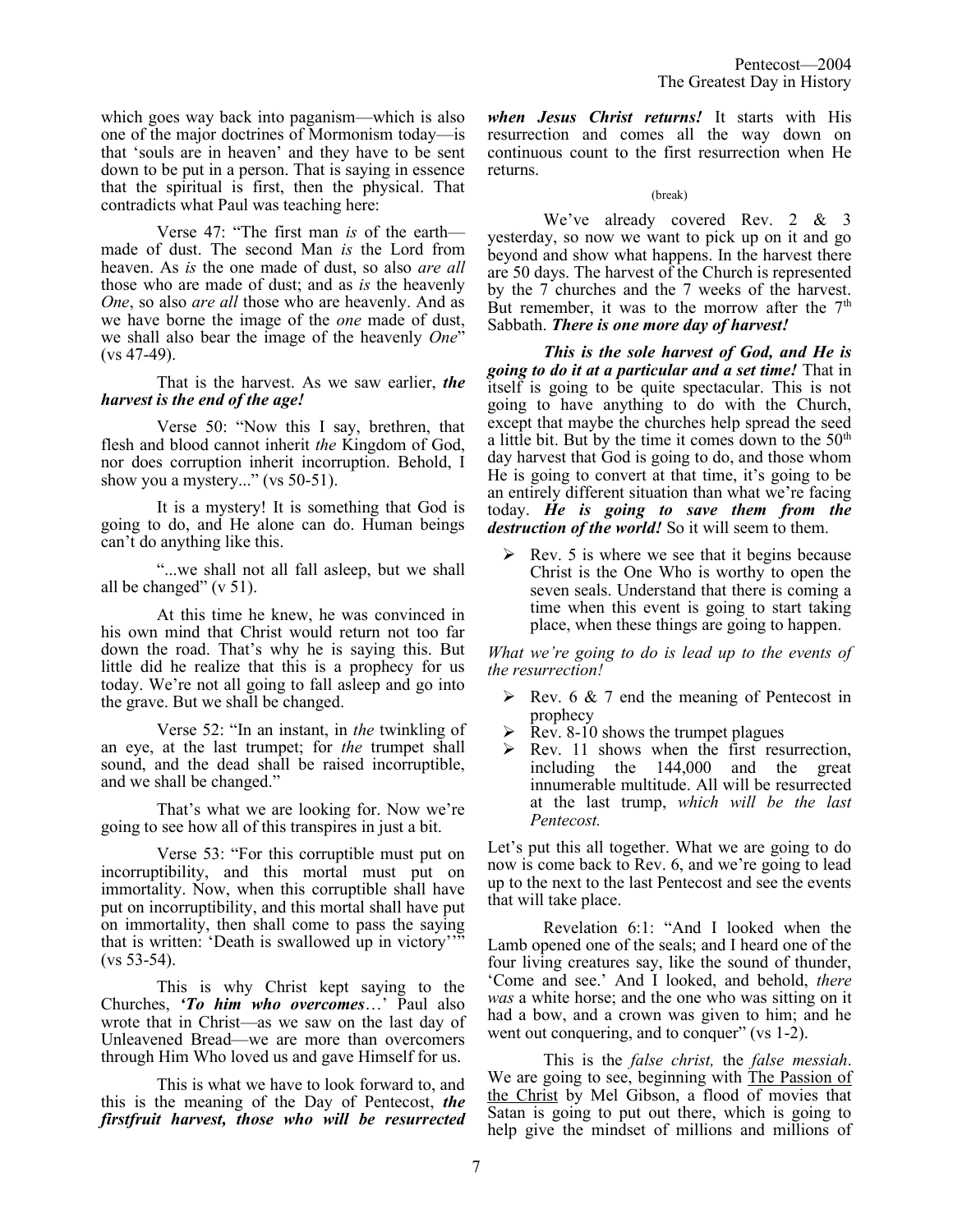which goes way back into paganism—which is also one of the major doctrines of Mormonism today—is that 'souls are in heaven' and they have to be sent down to be put in a person. That is saying in essence that the spiritual is first, then the physical. That contradicts what Paul was teaching here:

Verse 47: "The first man *is* of the earth—made of dust. The second Man *is* the Lord from heaven. As *is* the one made of dust, so also *are all* those who are made of dust; and as *is* the heavenly *One*, so also *are all* those who are heavenly. And as we have borne the image of the *one* made of dust, we shall also bear the image of the heavenly *One*" (vs 47-49).

That is the harvest. As we saw earlier, ***the harvest is the end of the age!***

Verse 50: "Now this I say, brethren, that flesh and blood cannot inherit *the* Kingdom of God, nor does corruption inherit incorruption. Behold, I show you a mystery..." (vs 50-51).

It is a mystery! It is something that God is going to do, and He alone can do. Human beings can't do anything like this.

"...we shall not all fall asleep, but we shall all be changed" (v 51).

At this time he knew, he was convinced in his own mind that Christ would return not too far down the road. That's why he is saying this. But little did he realize that this is a prophecy for us today. We're not all going to fall asleep and go into the grave. But we shall be changed.

Verse 52: "In an instant, in *the* twinkling of an eye, at the last trumpet; for *the* trumpet shall sound, and the dead shall be raised incorruptible, and we shall be changed."

That's what we are looking for. Now we're going to see how all of this transpires in just a bit.

Verse 53: "For this corruptible must put on incorruptibility, and this mortal must put on immortality. Now, when this corruptible shall have put on incorruptibility, and this mortal shall have put on immortality, then shall come to pass the saying that is written: 'Death is swallowed up in victory'" (vs 53-54).

This is why Christ kept saying to the Churches, ***'To him who overcomes***…' Paul also wrote that in Christ—as we saw on the last day of Unleavened Bread—we are more than overcomers through Him Who loved us and gave Himself for us.

This is what we have to look forward to, and this is the meaning of the Day of Pentecost, ***the firstfruit harvest, those who will be resurrected when Jesus Christ returns!*** It starts with His resurrection and comes all the way down on continuous count to the first resurrection when He returns.

(break)

We've already covered Rev. 2 & 3 yesterday, so now we want to pick up on it and go beyond and show what happens. In the harvest there are 50 days. The harvest of the Church is represented by the 7 churches and the 7 weeks of the harvest. But remember, it was to the morrow after the 7th Sabbath. ***There is one more day of harvest!***

***This is the sole harvest of God, and He is going to do it at a particular and a set time!*** That in itself is going to be quite spectacular. This is not going to have anything to do with the Church, except that maybe the churches help spread the seed a little bit. But by the time it comes down to the 50th day harvest that God is going to do, and those whom He is going to convert at that time, it's going to be an entirely different situation than what we're facing today. ***He is going to save them from the destruction of the world!*** So it will seem to them.

- Rev. 5 is where we see that it begins because Christ is the One Who is worthy to open the seven seals. Understand that there is coming a time when this event is going to start taking place, when these things are going to happen.

*What we're going to do is lead up to the events of the resurrection!*

- Rev. 6 & 7 end the meaning of Pentecost in prophecy
- Rev. 8-10 shows the trumpet plagues
- Rev. 11 shows when the first resurrection, including the 144,000 and the great innumerable multitude. All will be resurrected at the last trump, *which will be the last Pentecost.*

Let's put this all together. What we are going to do now is come back to Rev. 6, and we're going to lead up to the next to the last Pentecost and see the events that will take place.

Revelation 6:1: "And I looked when the Lamb opened one of the seals; and I heard one of the four living creatures say, like the sound of thunder, 'Come and see.' And I looked, and behold, *there was* a white horse; and the one who was sitting on it had a bow, and a crown was given to him; and he went out conquering, and to conquer" (vs 1-2).

This is the *false christ,* the *false messiah*. We are going to see, beginning with The Passion of the Christ by Mel Gibson, a flood of movies that Satan is going to put out there, which is going to help give the mindset of millions and millions of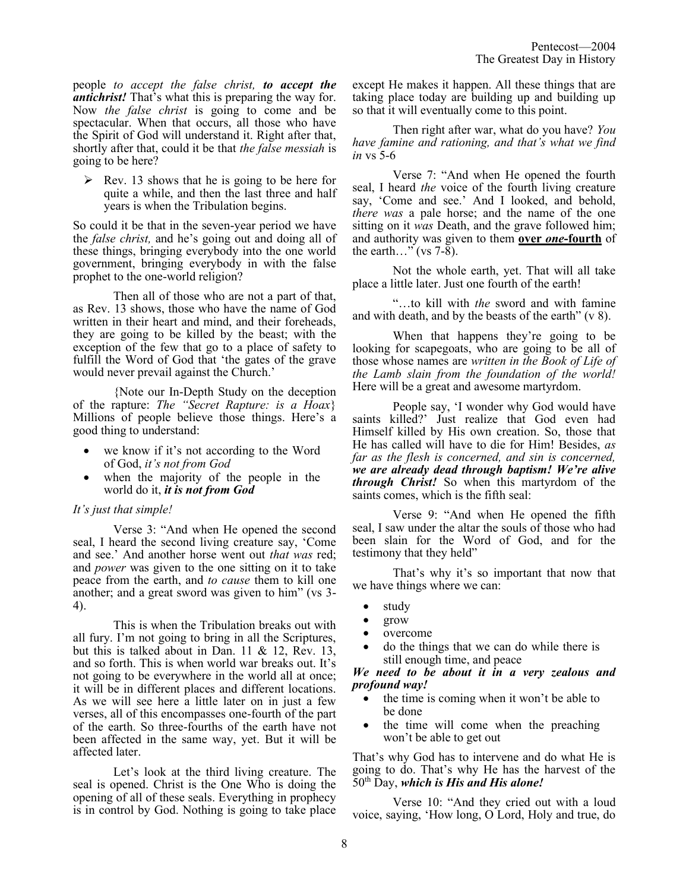people *to accept the false christ, **to accept the antichrist!*** That's what this is preparing the way for. Now *the false christ* is going to come and be spectacular. When that occurs, all those who have the Spirit of God will understand it. Right after that, shortly after that, could it be that *the false messiah* is going to be here?

- Rev. 13 shows that he is going to be here for quite a while, and then the last three and half years is when the Tribulation begins.

So could it be that in the seven-year period we have the *false christ,* and he's going out and doing all of these things, bringing everybody into the one world government, bringing everybody in with the false prophet to the one-world religion?

Then all of those who are not a part of that, as Rev. 13 shows, those who have the name of God written in their heart and mind, and their foreheads, they are going to be killed by the beast; with the exception of the few that go to a place of safety to fulfill the Word of God that 'the gates of the grave would never prevail against the Church.'

{Note our In-Depth Study on the deception of the rapture: *The "Secret Rapture: is a Hoax*} Millions of people believe those things. Here's a good thing to understand:

- we know if it's not according to the Word of God, *it's not from God*
- when the majority of the people in the world do it, ***it is not from God***

*It's just that simple!*

Verse 3: "And when He opened the second seal, I heard the second living creature say, 'Come and see.' And another horse went out *that was* red; and *power* was given to the one sitting on it to take peace from the earth, and *to cause* them to kill one another; and a great sword was given to him" (vs 3-4).

This is when the Tribulation breaks out with all fury. I'm not going to bring in all the Scriptures, but this is talked about in Dan. 11 & 12, Rev. 13, and so forth. This is when world war breaks out. It's not going to be everywhere in the world all at once; it will be in different places and different locations. As we will see here a little later on in just a few verses, all of this encompasses one-fourth of the part of the earth. So three-fourths of the earth have not been affected in the same way, yet. But it will be affected later.

Let's look at the third living creature. The seal is opened. Christ is the One Who is doing the opening of all of these seals. Everything in prophecy is in control by God. Nothing is going to take place except He makes it happen. All these things that are taking place today are building up and building up so that it will eventually come to this point.

Then right after war, what do you have? *You have famine and rationing, and that's what we find in* vs 5-6

Verse 7: "And when He opened the fourth seal, I heard *the* voice of the fourth living creature say, 'Come and see.' And I looked, and behold, *there was* a pale horse; and the name of the one sitting on it *was* Death, and the grave followed him; and authority was given to them **over *one*-fourth** of the earth…" (vs 7-8).

Not the whole earth, yet. That will all take place a little later. Just one fourth of the earth!

"…to kill with *the* sword and with famine and with death, and by the beasts of the earth" (v 8).

When that happens they're going to be looking for scapegoats, who are going to be all of those whose names are *written in the Book of Life of the Lamb slain from the foundation of the world!* Here will be a great and awesome martyrdom.

People say, 'I wonder why God would have saints killed?' Just realize that God even had Himself killed by His own creation. So, those that He has called will have to die for Him! Besides, *as far as the flesh is concerned, and sin is concerned, **we are already dead through baptism! We're alive through Christ!*** So when this martyrdom of the saints comes, which is the fifth seal:

Verse 9: "And when He opened the fifth seal, I saw under the altar the souls of those who had been slain for the Word of God, and for the testimony that they held"

That's why it's so important that now that we have things where we can:

- study
- grow
- overcome
- do the things that we can do while there is still enough time, and peace

***We need to be about it in a very zealous and profound way!***

- the time is coming when it won't be able to be done
- the time will come when the preaching won't be able to get out

That's why God has to intervene and do what He is going to do. That's why He has the harvest of the 50th Day, ***which is His and His alone!***

Verse 10: "And they cried out with a loud voice, saying, 'How long, O Lord, Holy and true, do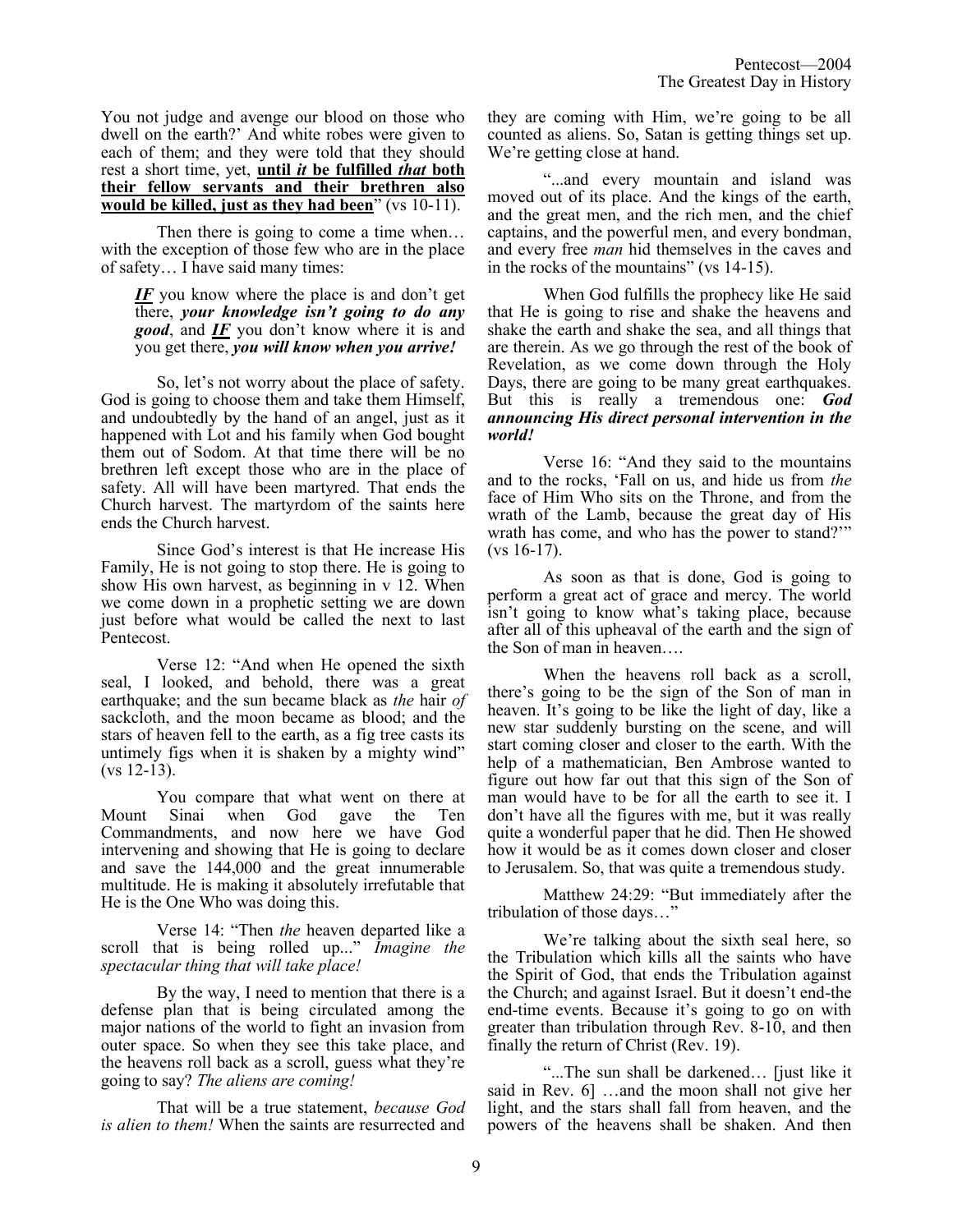You not judge and avenge our blood on those who dwell on the earth?' And white robes were given to each of them; and they were told that they should rest a short time, yet, **until *it* be fulfilled *that* both their fellow servants and their brethren also would be killed, just as they had been**" (vs 10-11).

Then there is going to come a time when… with the exception of those few who are in the place of safety… I have said many times:

> ***IF*** you know where the place is and don't get there, ***your knowledge isn't going to do any good***, and ***IF*** you don't know where it is and you get there, ***you will know when you arrive!***

So, let's not worry about the place of safety. God is going to choose them and take them Himself, and undoubtedly by the hand of an angel, just as it happened with Lot and his family when God bought them out of Sodom. At that time there will be no brethren left except those who are in the place of safety. All will have been martyred. That ends the Church harvest. The martyrdom of the saints here ends the Church harvest.

Since God's interest is that He increase His Family, He is not going to stop there. He is going to show His own harvest, as beginning in v 12. When we come down in a prophetic setting we are down just before what would be called the next to last Pentecost.

Verse 12: "And when He opened the sixth seal, I looked, and behold, there was a great earthquake; and the sun became black as *the* hair *of* sackcloth, and the moon became as blood; and the stars of heaven fell to the earth, as a fig tree casts its untimely figs when it is shaken by a mighty wind" (vs 12-13).

You compare that what went on there at Mount Sinai when God gave the Ten Commandments, and now here we have God intervening and showing that He is going to declare and save the 144,000 and the great innumerable multitude. He is making it absolutely irrefutable that He is the One Who was doing this.

Verse 14: "Then *the* heaven departed like a scroll that is being rolled up..." *Imagine the spectacular thing that will take place!*

By the way, I need to mention that there is a defense plan that is being circulated among the major nations of the world to fight an invasion from outer space. So when they see this take place, and the heavens roll back as a scroll, guess what they're going to say? *The aliens are coming!*

That will be a true statement, *because God is alien to them!* When the saints are resurrected and they are coming with Him, we're going to be all counted as aliens. So, Satan is getting things set up. We're getting close at hand.

"...and every mountain and island was moved out of its place. And the kings of the earth, and the great men, and the rich men, and the chief captains, and the powerful men, and every bondman, and every free *man* hid themselves in the caves and in the rocks of the mountains" (vs 14-15).

When God fulfills the prophecy like He said that He is going to rise and shake the heavens and shake the earth and shake the sea, and all things that are therein. As we go through the rest of the book of Revelation, as we come down through the Holy Days, there are going to be many great earthquakes. But this is really a tremendous one: ***God announcing His direct personal intervention in the world!***

Verse 16: "And they said to the mountains and to the rocks, 'Fall on us, and hide us from *the* face of Him Who sits on the Throne, and from the wrath of the Lamb, because the great day of His wrath has come, and who has the power to stand?'" (vs 16-17).

As soon as that is done, God is going to perform a great act of grace and mercy. The world isn't going to know what's taking place, because after all of this upheaval of the earth and the sign of the Son of man in heaven….

When the heavens roll back as a scroll, there's going to be the sign of the Son of man in heaven. It's going to be like the light of day, like a new star suddenly bursting on the scene, and will start coming closer and closer to the earth. With the help of a mathematician, Ben Ambrose wanted to figure out how far out that this sign of the Son of man would have to be for all the earth to see it. I don't have all the figures with me, but it was really quite a wonderful paper that he did. Then He showed how it would be as it comes down closer and closer to Jerusalem. So, that was quite a tremendous study.

Matthew 24:29: "But immediately after the tribulation of those days…"

We're talking about the sixth seal here, so the Tribulation which kills all the saints who have the Spirit of God, that ends the Tribulation against the Church; and against Israel. But it doesn't end-the end-time events. Because it's going to go on with greater than tribulation through Rev. 8-10, and then finally the return of Christ (Rev. 19).

"...The sun shall be darkened… [just like it said in Rev. 6] …and the moon shall not give her light, and the stars shall fall from heaven, and the powers of the heavens shall be shaken. And then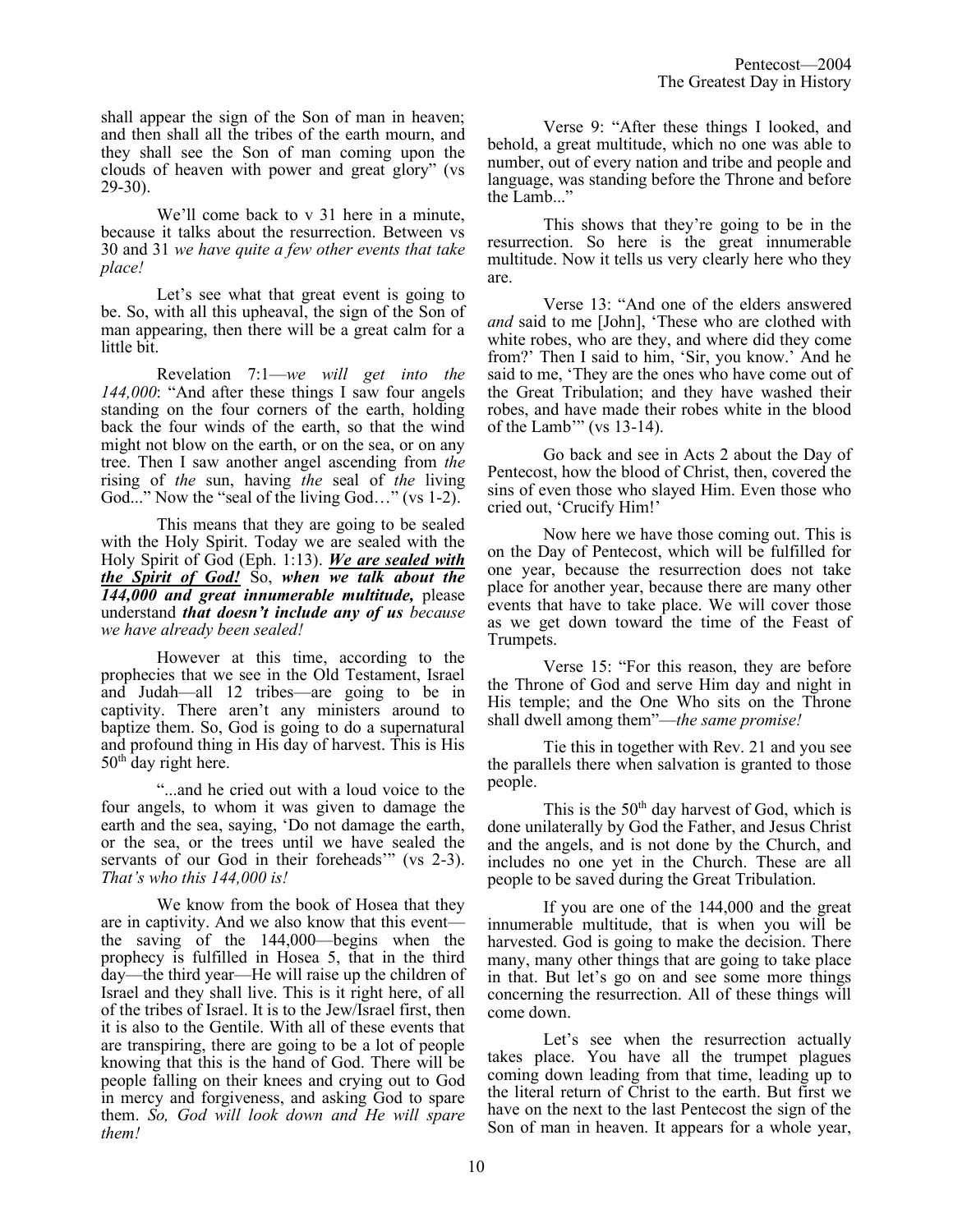shall appear the sign of the Son of man in heaven; and then shall all the tribes of the earth mourn, and they shall see the Son of man coming upon the clouds of heaven with power and great glory" (vs 29-30).

We'll come back to v 31 here in a minute, because it talks about the resurrection. Between vs 30 and 31 *we have quite a few other events that take place!*

Let's see what that great event is going to be. So, with all this upheaval, the sign of the Son of man appearing, then there will be a great calm for a little bit.

Revelation 7:1—*we will get into the 144,000*: "And after these things I saw four angels standing on the four corners of the earth, holding back the four winds of the earth, so that the wind might not blow on the earth, or on the sea, or on any tree. Then I saw another angel ascending from *the* rising of *the* sun, having *the* seal of *the* living God..." Now the "seal of the living God…" (vs 1-2).

This means that they are going to be sealed with the Holy Spirit. Today we are sealed with the Holy Spirit of God (Eph. 1:13). ***We are sealed with the Spirit of God!*** So, ***when we talk about the 144,000 and great innumerable multitude,*** please understand ***that doesn't include any of us*** *because we have already been sealed!*

However at this time, according to the prophecies that we see in the Old Testament, Israel and Judah—all 12 tribes—are going to be in captivity. There aren't any ministers around to baptize them. So, God is going to do a supernatural and profound thing in His day of harvest. This is His 50th day right here.

"...and he cried out with a loud voice to the four angels, to whom it was given to damage the earth and the sea, saying, 'Do not damage the earth, or the sea, or the trees until we have sealed the servants of our God in their foreheads'" (vs 2-3). *That's who this 144,000 is!*

We know from the book of Hosea that they are in captivity. And we also know that this event—the saving of the 144,000—begins when the prophecy is fulfilled in Hosea 5, that in the third day—the third year—He will raise up the children of Israel and they shall live. This is it right here, of all of the tribes of Israel. It is to the Jew/Israel first, then it is also to the Gentile. With all of these events that are transpiring, there are going to be a lot of people knowing that this is the hand of God. There will be people falling on their knees and crying out to God in mercy and forgiveness, and asking God to spare them. *So, God will look down and He will spare them!*

Verse 9: "After these things I looked, and behold, a great multitude, which no one was able to number, out of every nation and tribe and people and language, was standing before the Throne and before the Lamb..."

This shows that they're going to be in the resurrection. So here is the great innumerable multitude. Now it tells us very clearly here who they are.

Verse 13: "And one of the elders answered *and* said to me [John], 'These who are clothed with white robes, who are they, and where did they come from?' Then I said to him, 'Sir, you know.' And he said to me, 'They are the ones who have come out of the Great Tribulation; and they have washed their robes, and have made their robes white in the blood of the Lamb'" (vs 13-14).

Go back and see in Acts 2 about the Day of Pentecost, how the blood of Christ, then, covered the sins of even those who slayed Him. Even those who cried out, 'Crucify Him!'

Now here we have those coming out. This is on the Day of Pentecost, which will be fulfilled for one year, because the resurrection does not take place for another year, because there are many other events that have to take place. We will cover those as we get down toward the time of the Feast of Trumpets.

Verse 15: "For this reason, they are before the Throne of God and serve Him day and night in His temple; and the One Who sits on the Throne shall dwell among them"—*the same promise!*

Tie this in together with Rev. 21 and you see the parallels there when salvation is granted to those people.

This is the 50th day harvest of God, which is done unilaterally by God the Father, and Jesus Christ and the angels, and is not done by the Church, and includes no one yet in the Church. These are all people to be saved during the Great Tribulation.

If you are one of the 144,000 and the great innumerable multitude, that is when you will be harvested. God is going to make the decision. There many, many other things that are going to take place in that. But let's go on and see some more things concerning the resurrection. All of these things will come down.

Let's see when the resurrection actually takes place. You have all the trumpet plagues coming down leading from that time, leading up to the literal return of Christ to the earth. But first we have on the next to the last Pentecost the sign of the Son of man in heaven. It appears for a whole year,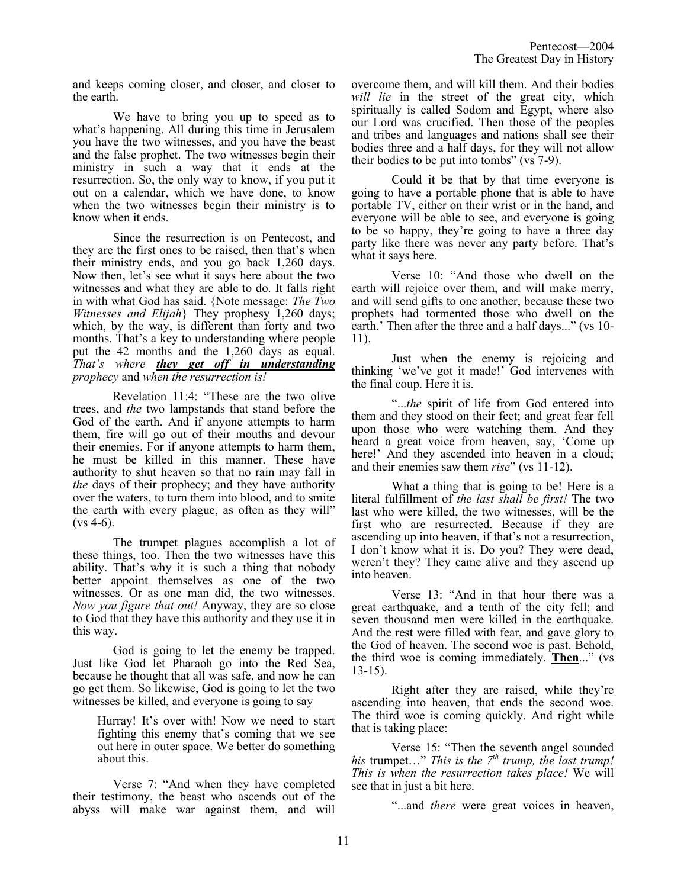and keeps coming closer, and closer, and closer to the earth.

We have to bring you up to speed as to what's happening. All during this time in Jerusalem you have the two witnesses, and you have the beast and the false prophet. The two witnesses begin their ministry in such a way that it ends at the resurrection. So, the only way to know, if you put it out on a calendar, which we have done, to know when the two witnesses begin their ministry is to know when it ends.

Since the resurrection is on Pentecost, and they are the first ones to be raised, then that's when their ministry ends, and you go back 1,260 days. Now then, let's see what it says here about the two witnesses and what they are able to do. It falls right in with what God has said. {Note message: *The Two Witnesses and Elijah*} They prophesy 1,260 days; which, by the way, is different than forty and two months. That's a key to understanding where people put the 42 months and the 1,260 days as equal. *That's where **<u>they get off in understanding</u>** prophecy* and *when the resurrection is!*

Revelation 11:4: "These are the two olive trees, and *the* two lampstands that stand before the God of the earth. And if anyone attempts to harm them, fire will go out of their mouths and devour their enemies. For if anyone attempts to harm them, he must be killed in this manner. These have authority to shut heaven so that no rain may fall in *the* days of their prophecy; and they have authority over the waters, to turn them into blood, and to smite the earth with every plague, as often as they will" (vs 4-6).

The trumpet plagues accomplish a lot of these things, too. Then the two witnesses have this ability. That's why it is such a thing that nobody better appoint themselves as one of the two witnesses. Or as one man did, the two witnesses. *Now you figure that out!* Anyway, they are so close to God that they have this authority and they use it in this way.

God is going to let the enemy be trapped. Just like God let Pharaoh go into the Red Sea, because he thought that all was safe, and now he can go get them. So likewise, God is going to let the two witnesses be killed, and everyone is going to say

> Hurray! It's over with! Now we need to start fighting this enemy that's coming that we see out here in outer space. We better do something about this.

Verse 7: "And when they have completed their testimony, the beast who ascends out of the abyss will make war against them, and will overcome them, and will kill them. And their bodies *will lie* in the street of the great city, which spiritually is called Sodom and Egypt, where also our Lord was crucified. Then those of the peoples and tribes and languages and nations shall see their bodies three and a half days, for they will not allow their bodies to be put into tombs" (vs 7-9).

Could it be that by that time everyone is going to have a portable phone that is able to have portable TV, either on their wrist or in the hand, and everyone will be able to see, and everyone is going to be so happy, they're going to have a three day party like there was never any party before. That's what it says here.

Verse 10: "And those who dwell on the earth will rejoice over them, and will make merry, and will send gifts to one another, because these two prophets had tormented those who dwell on the earth.' Then after the three and a half days..." (vs 10-11).

Just when the enemy is rejoicing and thinking 'we've got it made!' God intervenes with the final coup. Here it is.

"...*the* spirit of life from God entered into them and they stood on their feet; and great fear fell upon those who were watching them. And they heard a great voice from heaven, say, 'Come up here!' And they ascended into heaven in a cloud; and their enemies saw them *rise*" (vs 11-12).

What a thing that is going to be! Here is a literal fulfillment of *the last shall be first!* The two last who were killed, the two witnesses, will be the first who are resurrected. Because if they are ascending up into heaven, if that's not a resurrection, I don't know what it is. Do you? They were dead, weren't they? They came alive and they ascend up into heaven.

Verse 13: "And in that hour there was a great earthquake, and a tenth of the city fell; and seven thousand men were killed in the earthquake. And the rest were filled with fear, and gave glory to the God of heaven. The second woe is past. Behold, the third woe is coming immediately. **<u>Then</u>**..." (vs 13-15).

Right after they are raised, while they're ascending into heaven, that ends the second woe. The third woe is coming quickly. And right while that is taking place:

Verse 15: "Then the seventh angel sounded *his* trumpet…" *This is the 7th trump, the last trump! This is when the resurrection takes place!* We will see that in just a bit here.

"...and *there* were great voices in heaven,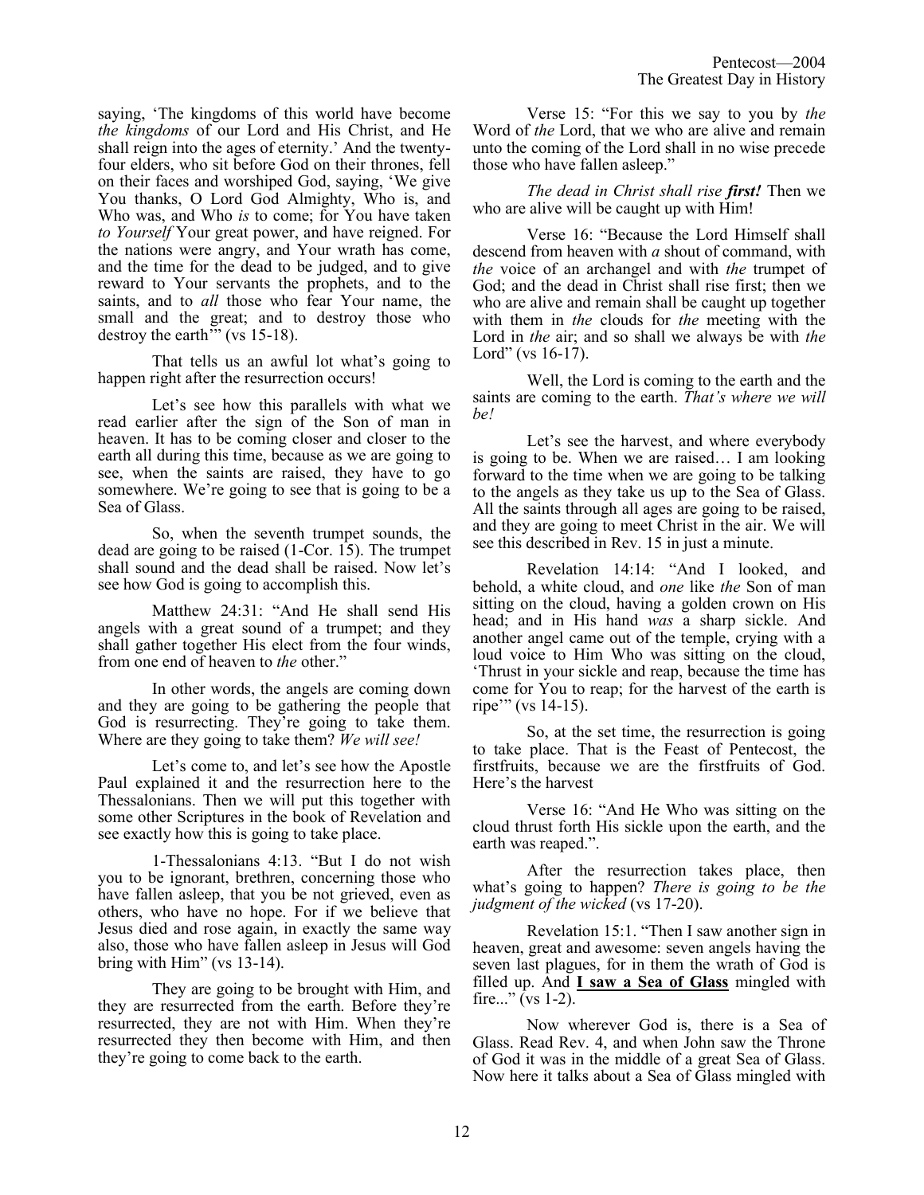saying, 'The kingdoms of this world have become *the kingdoms* of our Lord and His Christ, and He shall reign into the ages of eternity.' And the twenty-four elders, who sit before God on their thrones, fell on their faces and worshiped God, saying, 'We give You thanks, O Lord God Almighty, Who is, and Who was, and Who *is* to come; for You have taken *to Yourself* Your great power, and have reigned. For the nations were angry, and Your wrath has come, and the time for the dead to be judged, and to give reward to Your servants the prophets, and to the saints, and to *all* those who fear Your name, the small and the great; and to destroy those who destroy the earth'" (vs 15-18).

That tells us an awful lot what's going to happen right after the resurrection occurs!

Let's see how this parallels with what we read earlier after the sign of the Son of man in heaven. It has to be coming closer and closer to the earth all during this time, because as we are going to see, when the saints are raised, they have to go somewhere. We're going to see that is going to be a Sea of Glass.

So, when the seventh trumpet sounds, the dead are going to be raised (1-Cor. 15). The trumpet shall sound and the dead shall be raised. Now let's see how God is going to accomplish this.

Matthew 24:31: "And He shall send His angels with a great sound of a trumpet; and they shall gather together His elect from the four winds, from one end of heaven to *the* other."

In other words, the angels are coming down and they are going to be gathering the people that God is resurrecting. They're going to take them. Where are they going to take them? *We will see!*

Let's come to, and let's see how the Apostle Paul explained it and the resurrection here to the Thessalonians. Then we will put this together with some other Scriptures in the book of Revelation and see exactly how this is going to take place.

1-Thessalonians 4:13. "But I do not wish you to be ignorant, brethren, concerning those who have fallen asleep, that you be not grieved, even as others, who have no hope. For if we believe that Jesus died and rose again, in exactly the same way also, those who have fallen asleep in Jesus will God bring with Him" (vs 13-14).

They are going to be brought with Him, and they are resurrected from the earth. Before they're resurrected, they are not with Him. When they're resurrected they then become with Him, and then they're going to come back to the earth.

Verse 15: "For this we say to you by *the* Word of *the* Lord, that we who are alive and remain unto the coming of the Lord shall in no wise precede those who have fallen asleep."

*The dead in Christ shall rise **first!*** Then we who are alive will be caught up with Him!

Verse 16: "Because the Lord Himself shall descend from heaven with *a* shout of command, with *the* voice of an archangel and with *the* trumpet of God; and the dead in Christ shall rise first; then we who are alive and remain shall be caught up together with them in *the* clouds for *the* meeting with the Lord in *the* air; and so shall we always be with *the* Lord" (vs 16-17).

Well, the Lord is coming to the earth and the saints are coming to the earth. *That's where we will be!*

Let's see the harvest, and where everybody is going to be. When we are raised… I am looking forward to the time when we are going to be talking to the angels as they take us up to the Sea of Glass. All the saints through all ages are going to be raised, and they are going to meet Christ in the air. We will see this described in Rev. 15 in just a minute.

Revelation 14:14: "And I looked, and behold, a white cloud, and *one* like *the* Son of man sitting on the cloud, having a golden crown on His head; and in His hand *was* a sharp sickle. And another angel came out of the temple, crying with a loud voice to Him Who was sitting on the cloud, 'Thrust in your sickle and reap, because the time has come for You to reap; for the harvest of the earth is ripe'" (vs 14-15).

So, at the set time, the resurrection is going to take place. That is the Feast of Pentecost, the firstfruits, because we are the firstfruits of God. Here's the harvest

Verse 16: "And He Who was sitting on the cloud thrust forth His sickle upon the earth, and the earth was reaped.".

After the resurrection takes place, then what's going to happen? *There is going to be the judgment of the wicked* (vs 17-20).

Revelation 15:1. "Then I saw another sign in heaven, great and awesome: seven angels having the seven last plagues, for in them the wrath of God is filled up. And **<u>I saw a Sea of Glass</u>** mingled with fire..." (vs 1-2).

Now wherever God is, there is a Sea of Glass. Read Rev. 4, and when John saw the Throne of God it was in the middle of a great Sea of Glass. Now here it talks about a Sea of Glass mingled with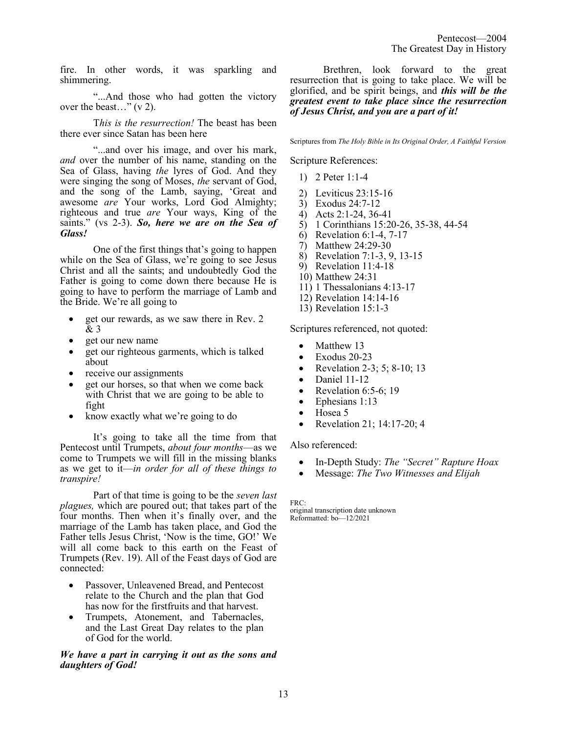fire. In other words, it was sparkling and shimmering.

"...And those who had gotten the victory over the beast…" (v 2).

T*his is the resurrection!* The beast has been there ever since Satan has been here

"...and over his image, and over his mark, *and* over the number of his name, standing on the Sea of Glass, having *the* lyres of God. And they were singing the song of Moses, *the* servant of God, and the song of the Lamb, saying, 'Great and awesome *are* Your works, Lord God Almighty; righteous and true *are* Your ways, King of the saints." (vs 2-3). ***So, here we are on the Sea of Glass!***

One of the first things that's going to happen while on the Sea of Glass, we're going to see Jesus Christ and all the saints; and undoubtedly God the Father is going to come down there because He is going to have to perform the marriage of Lamb and the Bride. We're all going to

- get our rewards, as we saw there in Rev. 2 & 3
- get our new name
- get our righteous garments, which is talked about
- receive our assignments
- get our horses, so that when we come back with Christ that we are going to be able to fight
- know exactly what we're going to do

It's going to take all the time from that Pentecost until Trumpets, *about four months*—as we come to Trumpets we will fill in the missing blanks as we get to it—*in order for all of these things to transpire!*

Part of that time is going to be the *seven last plagues,* which are poured out; that takes part of the four months. Then when it's finally over, and the marriage of the Lamb has taken place, and God the Father tells Jesus Christ, 'Now is the time, GO!' We will all come back to this earth on the Feast of Trumpets (Rev. 19). All of the Feast days of God are connected:

- Passover, Unleavened Bread, and Pentecost relate to the Church and the plan that God has now for the firstfruits and that harvest.
- Trumpets, Atonement, and Tabernacles, and the Last Great Day relates to the plan of God for the world.

***We have a part in carrying it out as the sons and daughters of God!***

Brethren, look forward to the great resurrection that is going to take place. We will be glorified, and be spirit beings, and ***this will be the greatest event to take place since the resurrection of Jesus Christ, and you are a part of it!***

Scriptures from *The Holy Bible in Its Original Order, A Faithful Version*

Scripture References:

1) 2 Peter 1:1-4
2) Leviticus 23:15-16
3) Exodus 24:7-12
4) Acts 2:1-24, 36-41
5) 1 Corinthians 15:20-26, 35-38, 44-54
6) Revelation 6:1-4, 7-17
7) Matthew 24:29-30
8) Revelation 7:1-3, 9, 13-15
9) Revelation 11:4-18
10) Matthew 24:31
11) 1 Thessalonians 4:13-17
12) Revelation 14:14-16
13) Revelation 15:1-3

Scriptures referenced, not quoted:

- Matthew 13
- Exodus 20-23
- Revelation 2-3; 5; 8-10; 13
- Daniel 11-12
- Revelation 6:5-6; 19
- Ephesians 1:13
- Hosea 5
- Revelation 21; 14:17-20; 4

Also referenced:

- In-Depth Study: *The "Secret" Rapture Hoax*
- Message: *The Two Witnesses and Elijah*

FRC:
original transcription date unknown
Reformatted: bo—12/2021